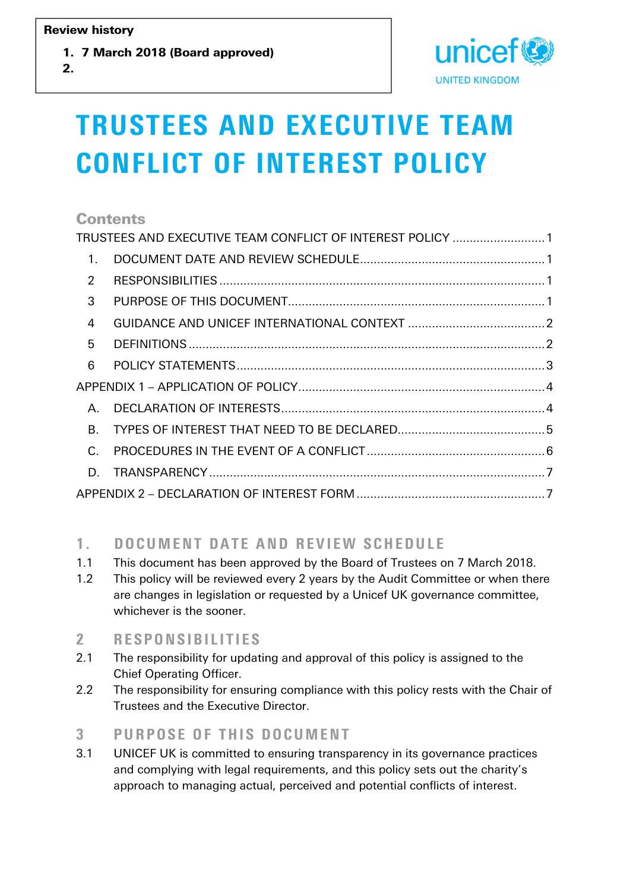**Review history**

1. **7 March 2018 (Board approved)**
2.

unicef
UNITED KINGDOM

# TRUSTEES AND EXECUTIVE TEAM CONFLICT OF INTEREST POLICY

## Contents

TRUSTEES AND EXECUTIVE TEAM CONFLICT OF INTEREST POLICY ........................... 1

1. DOCUMENT DATE AND REVIEW SCHEDULE ........................................................ 1

2 RESPONSIBILITIES ................................................................................................ 1

3 PURPOSE OF THIS DOCUMENT ............................................................................ 1

4 GUIDANCE AND UNICEF INTERNATIONAL CONTEXT ........................................ 2

5 DEFINITIONS ......................................................................................................... 2

6 POLICY STATEMENTS ........................................................................................... 3

APPENDIX 1 – APPLICATION OF POLICY ........................................................................ 4

A. DECLARATION OF INTERESTS ............................................................................. 4

B. TYPES OF INTEREST THAT NEED TO BE DECLARED ........................................... 5

C. PROCEDURES IN THE EVENT OF A CONFLICT .................................................... 6

D. TRANSPARENCY .................................................................................................. 7

APPENDIX 2 – DECLARATION OF INTEREST FORM ....................................................... 7

## 1. DOCUMENT DATE AND REVIEW SCHEDULE

1.1 This document has been approved by the Board of Trustees on 7 March 2018.

1.2 This policy will be reviewed every 2 years by the Audit Committee or when there are changes in legislation or requested by a Unicef UK governance committee, whichever is the sooner.

## 2 RESPONSIBILITIES

2.1 The responsibility for updating and approval of this policy is assigned to the Chief Operating Officer.

2.2 The responsibility for ensuring compliance with this policy rests with the Chair of Trustees and the Executive Director.

## 3 PURPOSE OF THIS DOCUMENT

3.1 UNICEF UK is committed to ensuring transparency in its governance practices and complying with legal requirements, and this policy sets out the charity's approach to managing actual, perceived and potential conflicts of interest.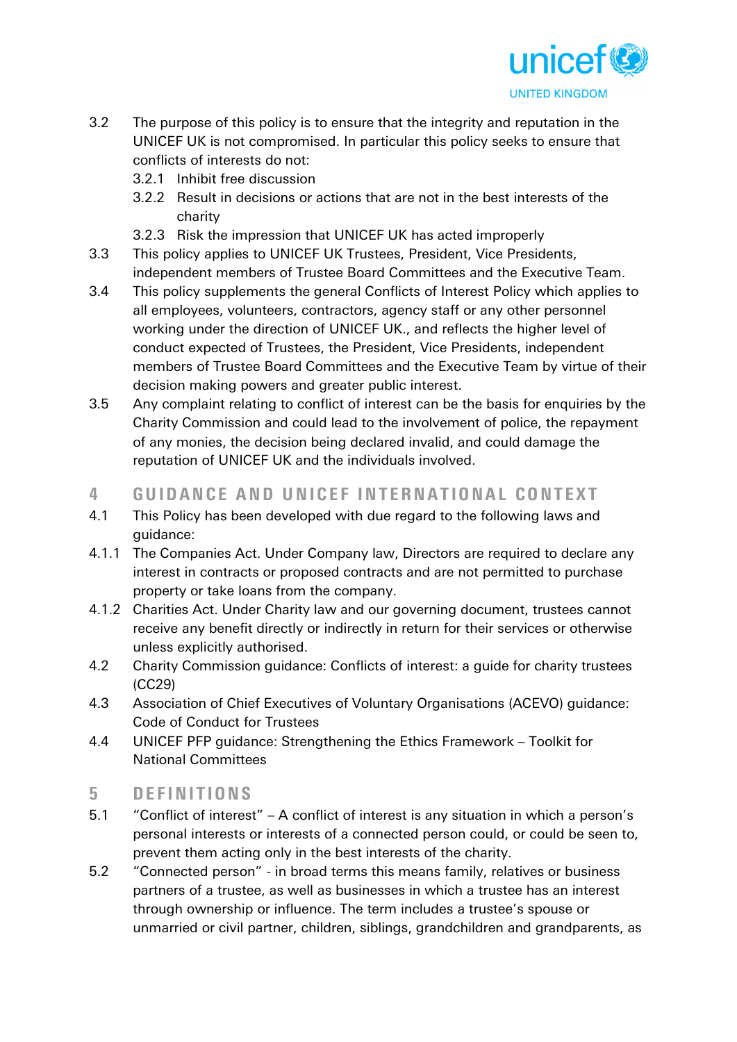3.2 The purpose of this policy is to ensure that the integrity and reputation in the UNICEF UK is not compromised. In particular this policy seeks to ensure that conflicts of interests do not:

- 3.2.1 Inhibit free discussion
- 3.2.2 Result in decisions or actions that are not in the best interests of the charity
- 3.2.3 Risk the impression that UNICEF UK has acted improperly

3.3 This policy applies to UNICEF UK Trustees, President, Vice Presidents, independent members of Trustee Board Committees and the Executive Team.

3.4 This policy supplements the general Conflicts of Interest Policy which applies to all employees, volunteers, contractors, agency staff or any other personnel working under the direction of UNICEF UK., and reflects the higher level of conduct expected of Trustees, the President, Vice Presidents, independent members of Trustee Board Committees and the Executive Team by virtue of their decision making powers and greater public interest.

3.5 Any complaint relating to conflict of interest can be the basis for enquiries by the Charity Commission and could lead to the involvement of police, the repayment of any monies, the decision being declared invalid, and could damage the reputation of UNICEF UK and the individuals involved.

## 4 GUIDANCE AND UNICEF INTERNATIONAL CONTEXT

4.1 This Policy has been developed with due regard to the following laws and guidance:

4.1.1 The Companies Act. Under Company law, Directors are required to declare any interest in contracts or proposed contracts and are not permitted to purchase property or take loans from the company.

4.1.2 Charities Act. Under Charity law and our governing document, trustees cannot receive any benefit directly or indirectly in return for their services or otherwise unless explicitly authorised.

4.2 Charity Commission guidance: Conflicts of interest: a guide for charity trustees (CC29)

4.3 Association of Chief Executives of Voluntary Organisations (ACEVO) guidance: Code of Conduct for Trustees

4.4 UNICEF PFP guidance: Strengthening the Ethics Framework – Toolkit for National Committees

## 5 DEFINITIONS

5.1 "Conflict of interest" – A conflict of interest is any situation in which a person's personal interests or interests of a connected person could, or could be seen to, prevent them acting only in the best interests of the charity.

5.2 "Connected person" - in broad terms this means family, relatives or business partners of a trustee, as well as businesses in which a trustee has an interest through ownership or influence. The term includes a trustee's spouse or unmarried or civil partner, children, siblings, grandchildren and grandparents, as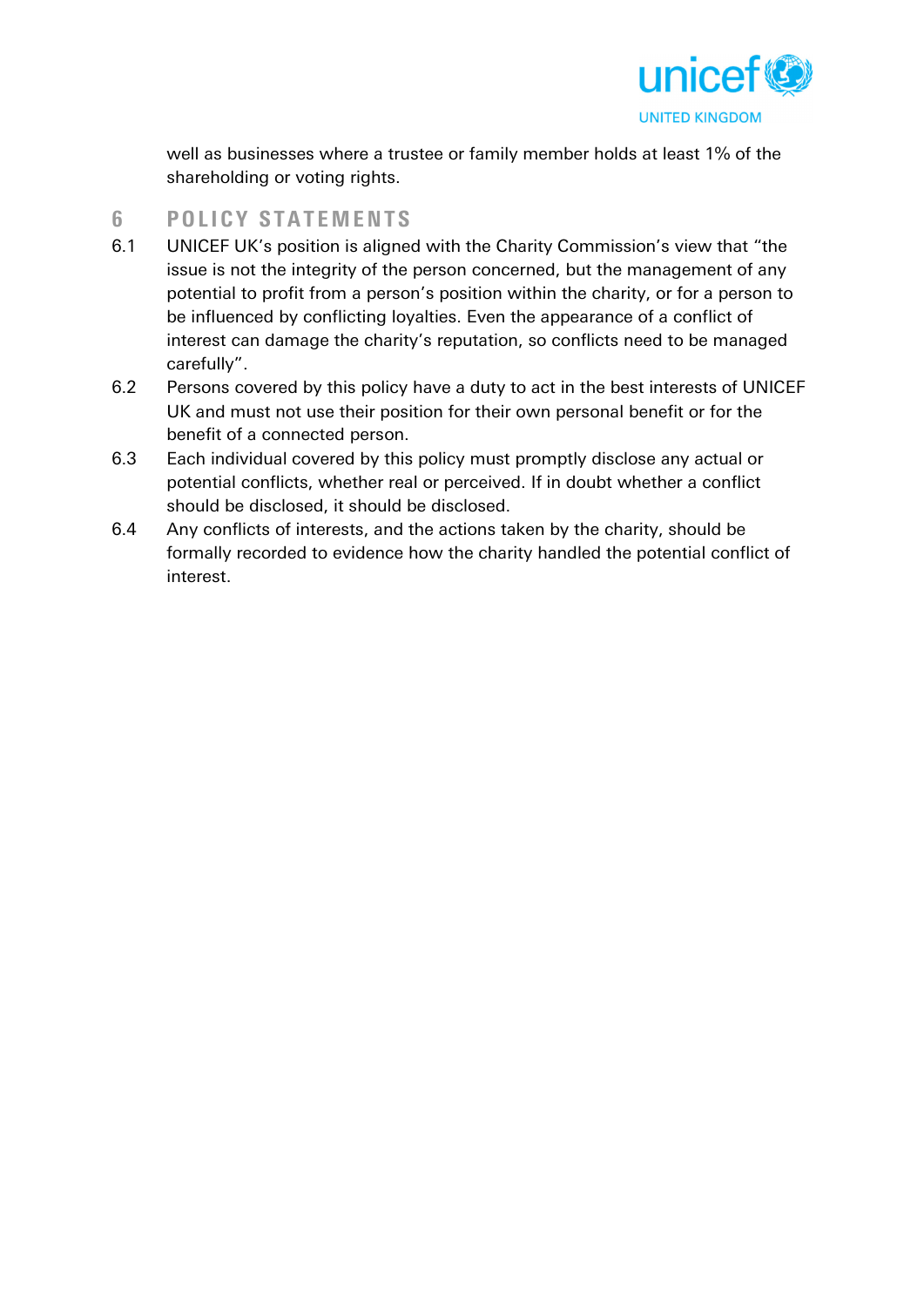well as businesses where a trustee or family member holds at least 1% of the shareholding or voting rights.

## 6 POLICY STATEMENTS

6.1 UNICEF UK's position is aligned with the Charity Commission's view that "the issue is not the integrity of the person concerned, but the management of any potential to profit from a person's position within the charity, or for a person to be influenced by conflicting loyalties. Even the appearance of a conflict of interest can damage the charity's reputation, so conflicts need to be managed carefully".

6.2 Persons covered by this policy have a duty to act in the best interests of UNICEF UK and must not use their position for their own personal benefit or for the benefit of a connected person.

6.3 Each individual covered by this policy must promptly disclose any actual or potential conflicts, whether real or perceived. If in doubt whether a conflict should be disclosed, it should be disclosed.

6.4 Any conflicts of interests, and the actions taken by the charity, should be formally recorded to evidence how the charity handled the potential conflict of interest.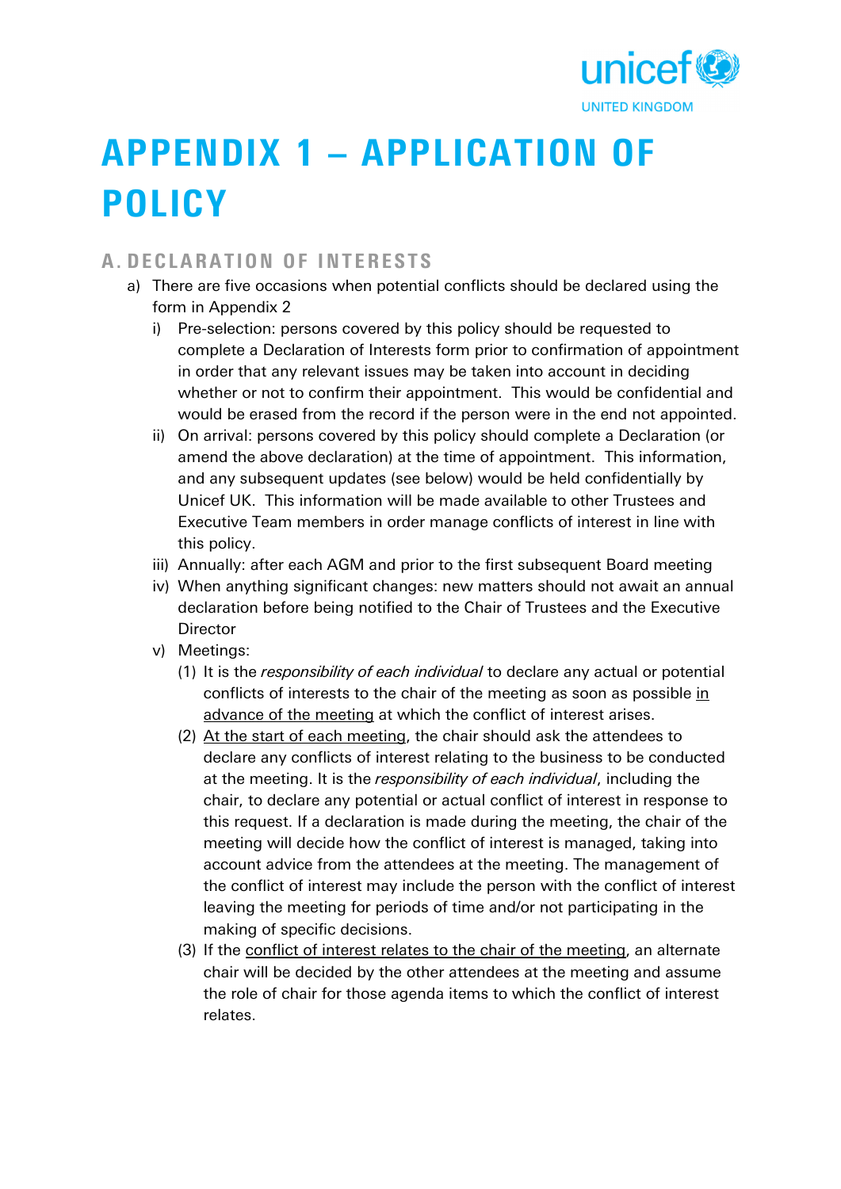# APPENDIX 1 – APPLICATION OF POLICY

## A. DECLARATION OF INTERESTS

a) There are five occasions when potential conflicts should be declared using the form in Appendix 2

   i) Pre-selection: persons covered by this policy should be requested to complete a Declaration of Interests form prior to confirmation of appointment in order that any relevant issues may be taken into account in deciding whether or not to confirm their appointment. This would be confidential and would be erased from the record if the person were in the end not appointed.

   ii) On arrival: persons covered by this policy should complete a Declaration (or amend the above declaration) at the time of appointment. This information, and any subsequent updates (see below) would be held confidentially by Unicef UK. This information will be made available to other Trustees and Executive Team members in order manage conflicts of interest in line with this policy.

   iii) Annually: after each AGM and prior to the first subsequent Board meeting

   iv) When anything significant changes: new matters should not await an annual declaration before being notified to the Chair of Trustees and the Executive Director

   v) Meetings:

      (1) It is the *responsibility of each individual* to declare any actual or potential conflicts of interests to the chair of the meeting as soon as possible <u>in advance of the meeting</u> at which the conflict of interest arises.

      (2) <u>At the start of each meeting</u>, the chair should ask the attendees to declare any conflicts of interest relating to the business to be conducted at the meeting. It is the *responsibility of each individual*, including the chair, to declare any potential or actual conflict of interest in response to this request. If a declaration is made during the meeting, the chair of the meeting will decide how the conflict of interest is managed, taking into account advice from the attendees at the meeting. The management of the conflict of interest may include the person with the conflict of interest leaving the meeting for periods of time and/or not participating in the making of specific decisions.

      (3) If the <u>conflict of interest relates to the chair of the meeting</u>, an alternate chair will be decided by the other attendees at the meeting and assume the role of chair for those agenda items to which the conflict of interest relates.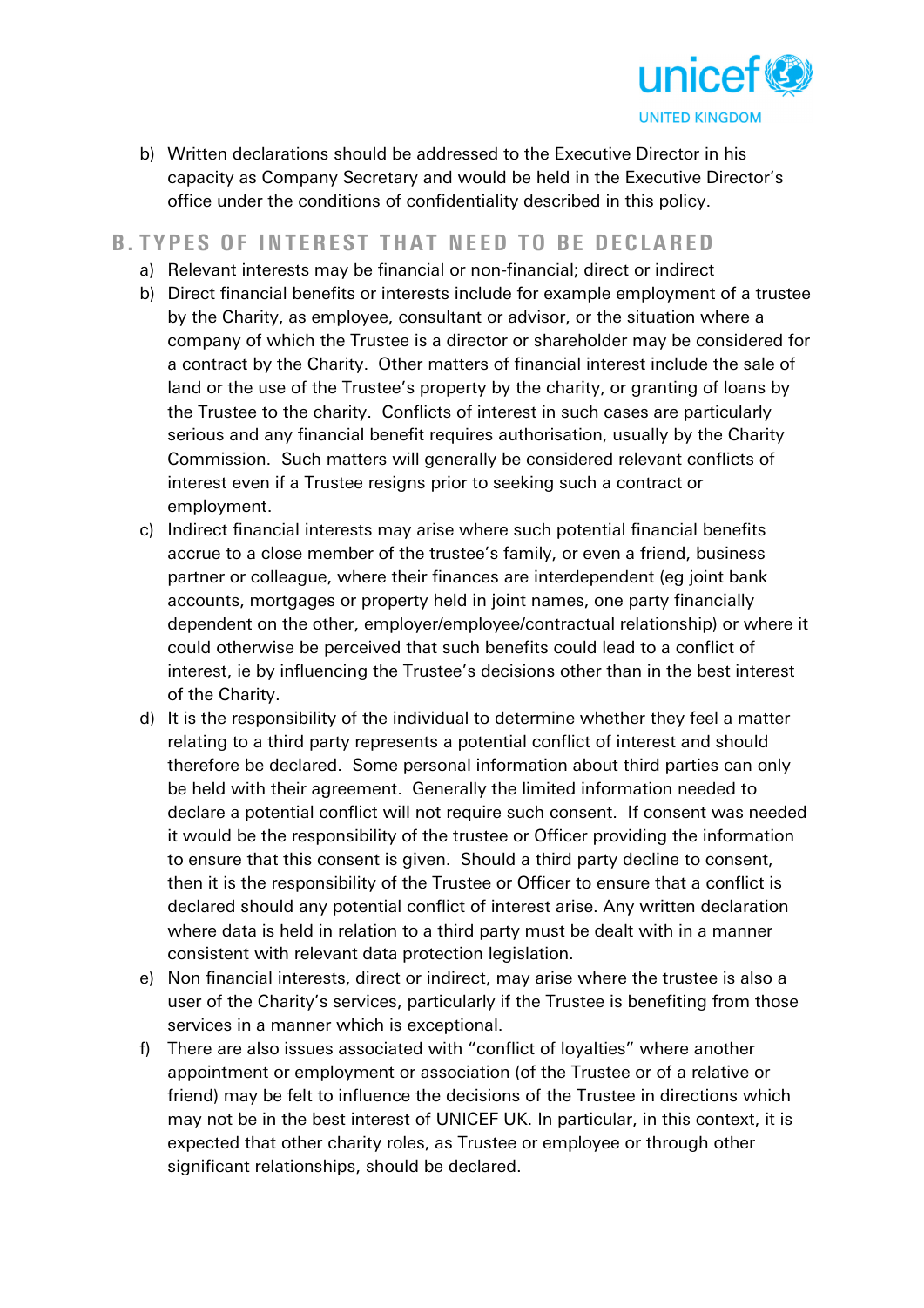b) Written declarations should be addressed to the Executive Director in his capacity as Company Secretary and would be held in the Executive Director's office under the conditions of confidentiality described in this policy.

## B. TYPES OF INTEREST THAT NEED TO BE DECLARED

a) Relevant interests may be financial or non-financial; direct or indirect

b) Direct financial benefits or interests include for example employment of a trustee by the Charity, as employee, consultant or advisor, or the situation where a company of which the Trustee is a director or shareholder may be considered for a contract by the Charity. Other matters of financial interest include the sale of land or the use of the Trustee's property by the charity, or granting of loans by the Trustee to the charity. Conflicts of interest in such cases are particularly serious and any financial benefit requires authorisation, usually by the Charity Commission. Such matters will generally be considered relevant conflicts of interest even if a Trustee resigns prior to seeking such a contract or employment.

c) Indirect financial interests may arise where such potential financial benefits accrue to a close member of the trustee's family, or even a friend, business partner or colleague, where their finances are interdependent (eg joint bank accounts, mortgages or property held in joint names, one party financially dependent on the other, employer/employee/contractual relationship) or where it could otherwise be perceived that such benefits could lead to a conflict of interest, ie by influencing the Trustee's decisions other than in the best interest of the Charity.

d) It is the responsibility of the individual to determine whether they feel a matter relating to a third party represents a potential conflict of interest and should therefore be declared. Some personal information about third parties can only be held with their agreement. Generally the limited information needed to declare a potential conflict will not require such consent. If consent was needed it would be the responsibility of the trustee or Officer providing the information to ensure that this consent is given. Should a third party decline to consent, then it is the responsibility of the Trustee or Officer to ensure that a conflict is declared should any potential conflict of interest arise. Any written declaration where data is held in relation to a third party must be dealt with in a manner consistent with relevant data protection legislation.

e) Non financial interests, direct or indirect, may arise where the trustee is also a user of the Charity's services, particularly if the Trustee is benefiting from those services in a manner which is exceptional.

f) There are also issues associated with "conflict of loyalties" where another appointment or employment or association (of the Trustee or of a relative or friend) may be felt to influence the decisions of the Trustee in directions which may not be in the best interest of UNICEF UK. In particular, in this context, it is expected that other charity roles, as Trustee or employee or through other significant relationships, should be declared.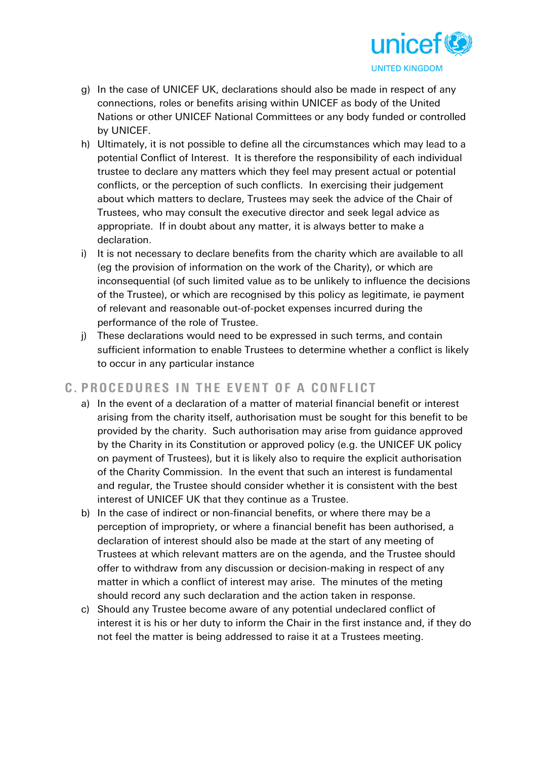g) In the case of UNICEF UK, declarations should also be made in respect of any connections, roles or benefits arising within UNICEF as body of the United Nations or other UNICEF National Committees or any body funded or controlled by UNICEF.

h) Ultimately, it is not possible to define all the circumstances which may lead to a potential Conflict of Interest. It is therefore the responsibility of each individual trustee to declare any matters which they feel may present actual or potential conflicts, or the perception of such conflicts. In exercising their judgement about which matters to declare, Trustees may seek the advice of the Chair of Trustees, who may consult the executive director and seek legal advice as appropriate. If in doubt about any matter, it is always better to make a declaration.

i) It is not necessary to declare benefits from the charity which are available to all (eg the provision of information on the work of the Charity), or which are inconsequential (of such limited value as to be unlikely to influence the decisions of the Trustee), or which are recognised by this policy as legitimate, ie payment of relevant and reasonable out-of-pocket expenses incurred during the performance of the role of Trustee.

j) These declarations would need to be expressed in such terms, and contain sufficient information to enable Trustees to determine whether a conflict is likely to occur in any particular instance

## C. PROCEDURES IN THE EVENT OF A CONFLICT

a) In the event of a declaration of a matter of material financial benefit or interest arising from the charity itself, authorisation must be sought for this benefit to be provided by the charity. Such authorisation may arise from guidance approved by the Charity in its Constitution or approved policy (e.g. the UNICEF UK policy on payment of Trustees), but it is likely also to require the explicit authorisation of the Charity Commission. In the event that such an interest is fundamental and regular, the Trustee should consider whether it is consistent with the best interest of UNICEF UK that they continue as a Trustee.

b) In the case of indirect or non-financial benefits, or where there may be a perception of impropriety, or where a financial benefit has been authorised, a declaration of interest should also be made at the start of any meeting of Trustees at which relevant matters are on the agenda, and the Trustee should offer to withdraw from any discussion or decision-making in respect of any matter in which a conflict of interest may arise. The minutes of the meting should record any such declaration and the action taken in response.

c) Should any Trustee become aware of any potential undeclared conflict of interest it is his or her duty to inform the Chair in the first instance and, if they do not feel the matter is being addressed to raise it at a Trustees meeting.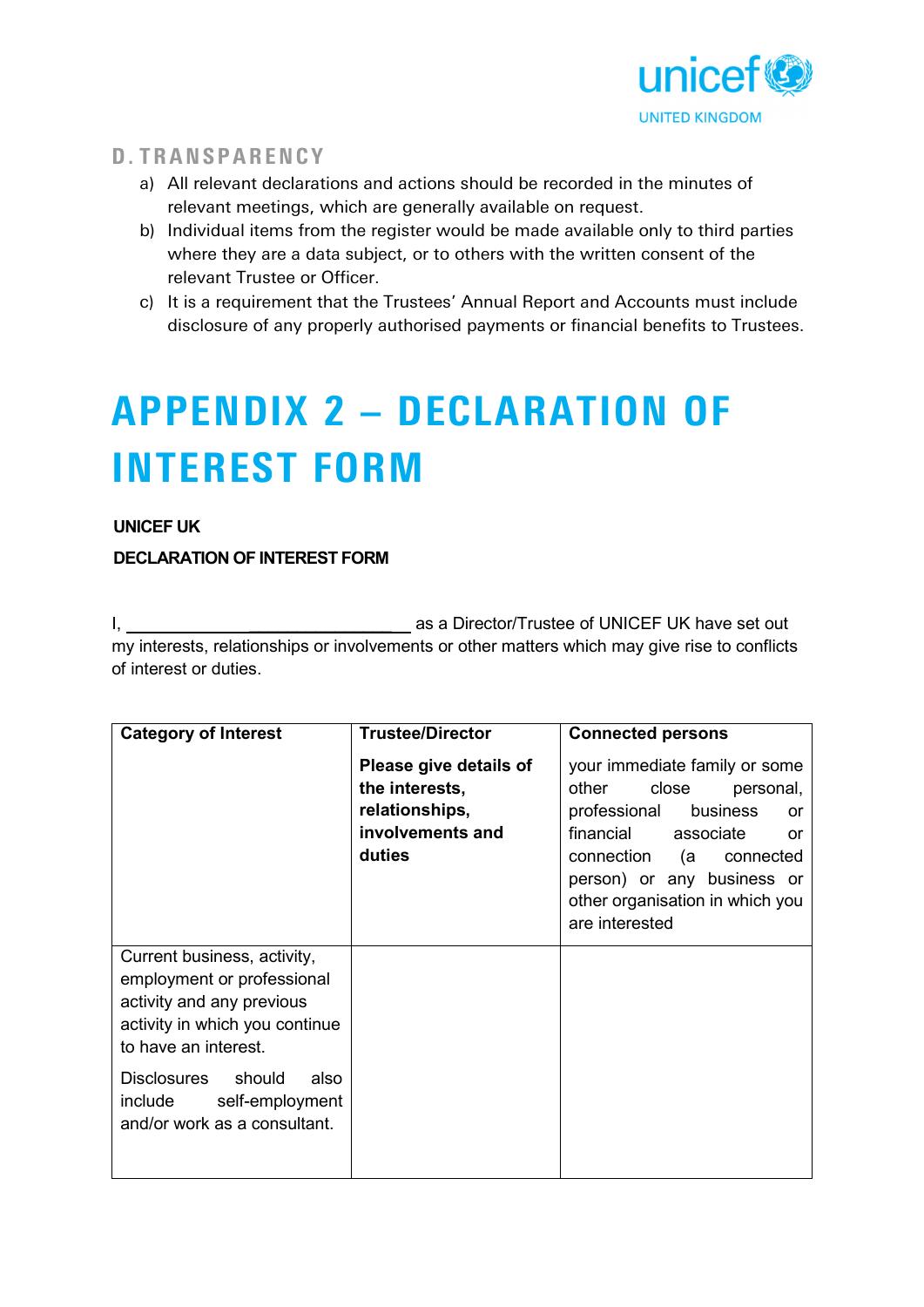## D. TRANSPARENCY

a) All relevant declarations and actions should be recorded in the minutes of relevant meetings, which are generally available on request.
b) Individual items from the register would be made available only to third parties where they are a data subject, or to others with the written consent of the relevant Trustee or Officer.
c) It is a requirement that the Trustees' Annual Report and Accounts must include disclosure of any properly authorised payments or financial benefits to Trustees.

# APPENDIX 2 – DECLARATION OF INTEREST FORM

**UNICEF UK**

**DECLARATION OF INTEREST FORM**

I, ______________________________ as a Director/Trustee of UNICEF UK have set out my interests, relationships or involvements or other matters which may give rise to conflicts of interest or duties.

| **Category of Interest** | **Trustee/Director**<br><br>**Please give details of the interests, relationships, involvements and duties** | **Connected persons**<br><br>your immediate family or some other close personal, professional business or financial associate or connection (a connected person) or any business or other organisation in which you are interested |
|---|---|---|
| Current business, activity, employment or professional activity and any previous activity in which you continue to have an interest.<br><br>Disclosures should also include self-employment and/or work as a consultant. | | |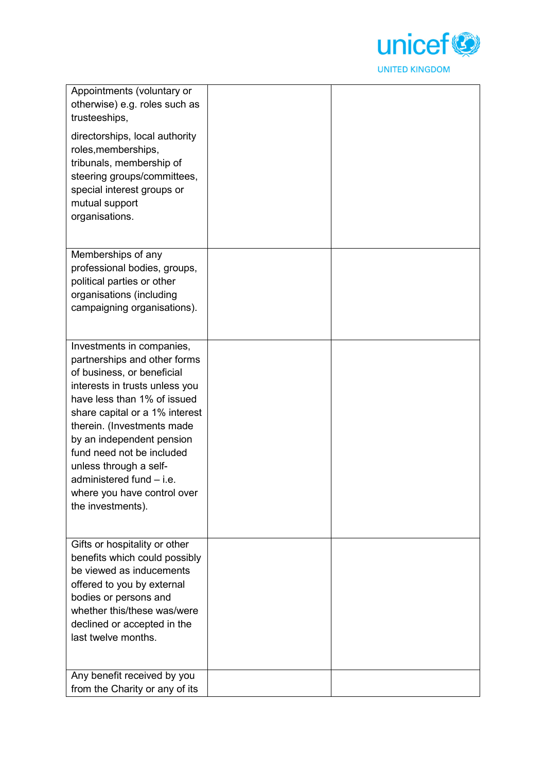| | | |
|---|---|---|
| Appointments (voluntary or otherwise) e.g. roles such as trusteeships, directorships, local authority roles,memberships, tribunals, membership of steering groups/committees, special interest groups or mutual support organisations. | | |
| Memberships of any professional bodies, groups, political parties or other organisations (including campaigning organisations). | | |
| Investments in companies, partnerships and other forms of business, or beneficial interests in trusts unless you have less than 1% of issued share capital or a 1% interest therein. (Investments made by an independent pension fund need not be included unless through a self-administered fund – i.e. where you have control over the investments). | | |
| Gifts or hospitality or other benefits which could possibly be viewed as inducements offered to you by external bodies or persons and whether this/these was/were declined or accepted in the last twelve months. | | |
| Any benefit received by you from the Charity or any of its | | |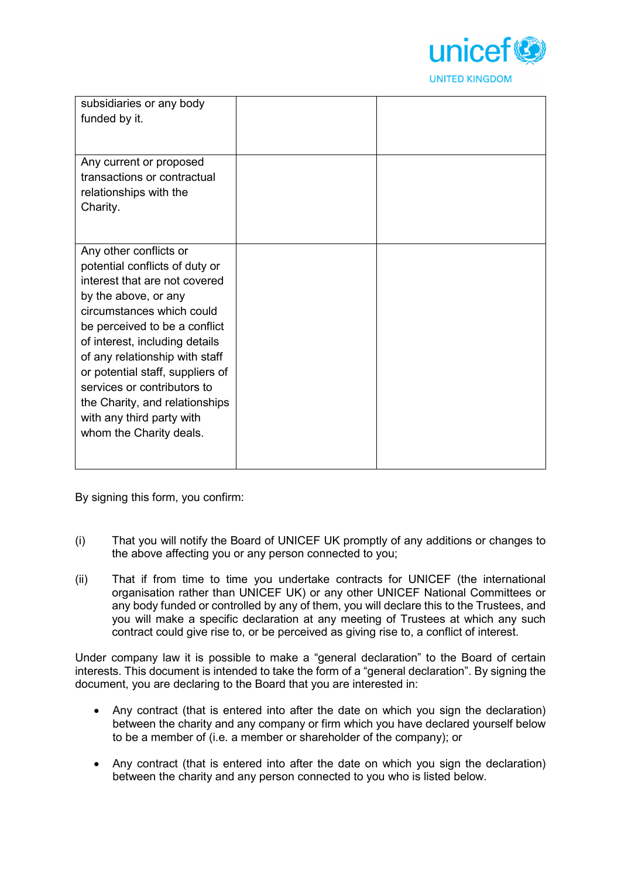| | | |
|---|---|---|
| subsidiaries or any body funded by it. | | |
| Any current or proposed transactions or contractual relationships with the Charity. | | |
| Any other conflicts or potential conflicts of duty or interest that are not covered by the above, or any circumstances which could be perceived to be a conflict of interest, including details of any relationship with staff or potential staff, suppliers of services or contributors to the Charity, and relationships with any third party with whom the Charity deals. | | |

By signing this form, you confirm:

(i) That you will notify the Board of UNICEF UK promptly of any additions or changes to the above affecting you or any person connected to you;

(ii) That if from time to time you undertake contracts for UNICEF (the international organisation rather than UNICEF UK) or any other UNICEF National Committees or any body funded or controlled by any of them, you will declare this to the Trustees, and you will make a specific declaration at any meeting of Trustees at which any such contract could give rise to, or be perceived as giving rise to, a conflict of interest.

Under company law it is possible to make a "general declaration" to the Board of certain interests. This document is intended to take the form of a "general declaration". By signing the document, you are declaring to the Board that you are interested in:

- Any contract (that is entered into after the date on which you sign the declaration) between the charity and any company or firm which you have declared yourself below to be a member of (i.e. a member or shareholder of the company); or
- Any contract (that is entered into after the date on which you sign the declaration) between the charity and any person connected to you who is listed below.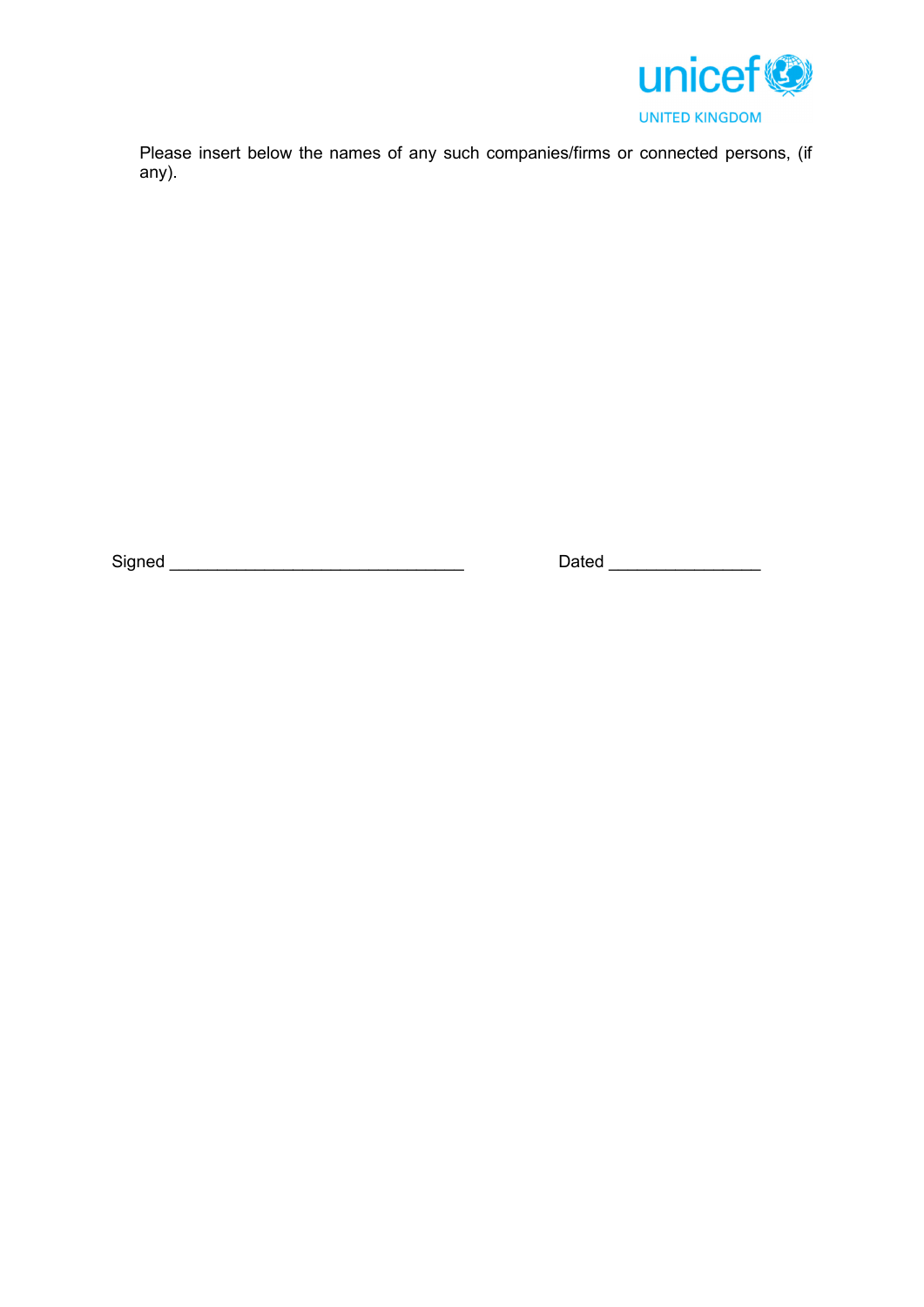Please insert below the names of any such companies/firms or connected persons, (if any).

Signed _______________________________ Dated ________________